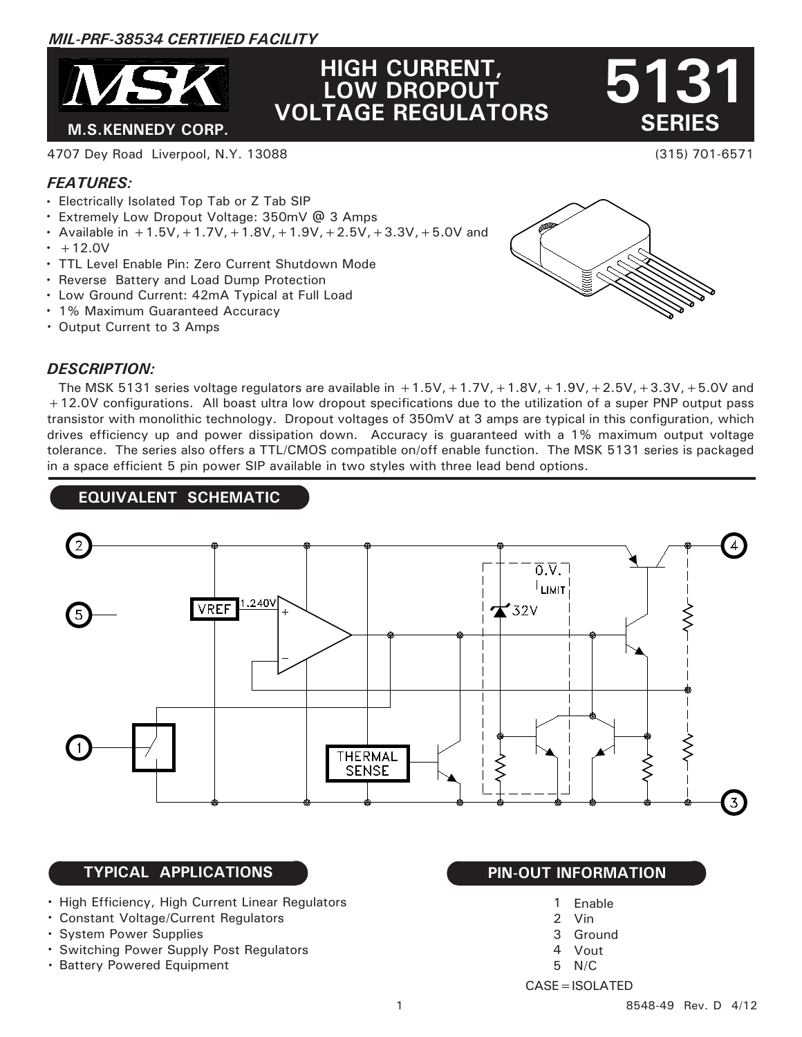*MIL-PRF-38534 CERTIFIED FACILITY*

# MSK

**M.S.KENNEDY CORP.**

# HIGH CURRENT, LOW DROPOUT VOLTAGE REGULATORS

# 5131 SERIES

4707 Dey Road Liverpool, N.Y. 13088 (315) 701-6571

### *FEATURES:*

- Electrically Isolated Top Tab or Z Tab SIP
- Extremely Low Dropout Voltage: 350mV @ 3 Amps
- Available in +1.5V, +1.7V, +1.8V, +1.9V, +2.5V, +3.3V, +5.0V and
- +12.0V
- TTL Level Enable Pin: Zero Current Shutdown Mode
- Reverse Battery and Load Dump Protection
- Low Ground Current: 42mA Typical at Full Load
- 1% Maximum Guaranteed Accuracy
- Output Current to 3 Amps

### *DESCRIPTION:*

The MSK 5131 series voltage regulators are available in +1.5V, +1.7V, +1.8V, +1.9V, +2.5V, +3.3V, +5.0V and +12.0V configurations. All boast ultra low dropout specifications due to the utilization of a super PNP output pass transistor with monolithic technology. Dropout voltages of 350mV at 3 amps are typical in this configuration, which drives efficiency up and power dissipation down. Accuracy is guaranteed with a 1% maximum output voltage tolerance. The series also offers a TTL/CMOS compatible on/off enable function. The MSK 5131 series is packaged in a space efficient 5 pin power SIP available in two styles with three lead bend options.

## EQUIVALENT SCHEMATIC

VREF 1.240V, THERMAL SENSE, 32V, O.V. I LIMIT

## TYPICAL APPLICATIONS

- High Efficiency, High Current Linear Regulators
- Constant Voltage/Current Regulators
- System Power Supplies
- Switching Power Supply Post Regulators
- Battery Powered Equipment

## PIN-OUT INFORMATION

1 Enable
2 Vin
3 Ground
4 Vout
5 N/C

CASE=ISOLATED

8548-49 Rev. D 4/12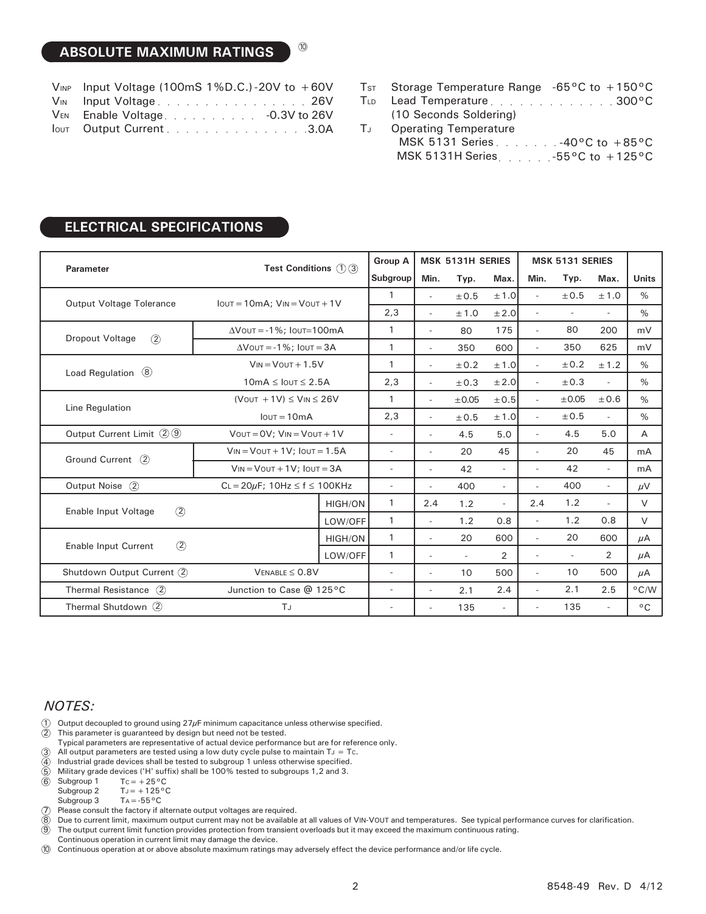## ABSOLUTE MAXIMUM RATINGS ⑩

| Symbol | Parameter | Value |
|---|---|---|
| $V_{INP}$ | Input Voltage (100mS 1%D.C.) | -20V to +60V |
| $V_{IN}$ | Input Voltage | 26V |
| $V_{EN}$ | Enable Voltage | -0.3V to 26V |
| $I_{OUT}$ | Output Current | 3.0A |
| $T_{ST}$ | Storage Temperature Range | -65°C to +150°C |
| $T_{LD}$ | Lead Temperature (10 Seconds Soldering) | 300°C |
| $T_J$ | Operating Temperature | |
| | MSK 5131 Series | -40°C to +85°C |
| | MSK 5131H Series | -55°C to +125°C |

## ELECTRICAL SPECIFICATIONS

| Parameter | Test Conditions ① ③ | Group A Subgroup | MSK 5131H SERIES Min. | Typ. | Max. | MSK 5131 SERIES Min. | Typ. | Max. | Units |
|---|---|---|---|---|---|---|---|---|---|
| Output Voltage Tolerance | $I_{OUT}$=10mA; $V_{IN}$=$V_{OUT}$+1V | 1 | - | ±0.5 | ±1.0 | - | ±0.5 | ±1.0 | % |
| | | 2,3 | - | ±1.0 | ±2.0 | - | - | - | % |
| Dropout Voltage ② | $\Delta V_{OUT}$=-1%; $I_{OUT}$=100mA | 1 | - | 80 | 175 | - | 80 | 200 | mV |
| | $\Delta V_{OUT}$=-1%; $I_{OUT}$=3A | 1 | - | 350 | 600 | - | 350 | 625 | mV |
| Load Regulation ⑧ | $V_{IN}$=$V_{OUT}$+1.5V | 1 | - | ±0.2 | ±1.0 | - | ±0.2 | ±1.2 | % |
| | 10mA ≤ $I_{OUT}$ ≤ 2.5A | 2,3 | - | ±0.3 | ±2.0 | - | ±0.3 | - | % |
| Line Regulation | ($V_{OUT}$ +1V) ≤ $V_{IN}$ ≤ 26V | 1 | - | ±0.05 | ±0.5 | - | ±0.05 | ±0.6 | % |
| | $I_{OUT}$=10mA | 2,3 | - | ±0.5 | ±1.0 | - | ±0.5 | - | % |
| Output Current Limit ② ⑨ | $V_{OUT}$=0V; $V_{IN}$=$V_{OUT}$+1V | - | - | 4.5 | 5.0 | - | 4.5 | 5.0 | A |
| Ground Current ② | $V_{IN}$=$V_{OUT}$+1V; $I_{OUT}$=1.5A | - | - | 20 | 45 | - | 20 | 45 | mA |
| | $V_{IN}$=$V_{OUT}$+1V; $I_{OUT}$=3A | - | - | 42 | - | - | 42 | - | mA |
| Output Noise ② | $C_L$=20μF; 10Hz ≤ f ≤ 100KHz | - | - | 400 | - | - | 400 | - | μV |
| Enable Input Voltage ② | HIGH/ON | 1 | 2.4 | 1.2 | - | 2.4 | 1.2 | - | V |
| | LOW/OFF | 1 | - | 1.2 | 0.8 | - | 1.2 | 0.8 | V |
| Enable Input Current ② | HIGH/ON | 1 | - | 20 | 600 | - | 20 | 600 | μA |
| | LOW/OFF | 1 | - | - | 2 | - | - | 2 | μA |
| Shutdown Output Current ② | $V_{ENABLE}$ ≤ 0.8V | - | - | 10 | 500 | - | 10 | 500 | μA |
| Thermal Resistance ② | Junction to Case @ 125°C | - | - | 2.1 | 2.4 | - | 2.1 | 2.5 | °C/W |
| Thermal Shutdown ② | $T_J$ | - | - | 135 | - | - | 135 | - | °C |

*NOTES:*

① Output decoupled to ground using 27μF minimum capacitance unless otherwise specified.
② This parameter is guaranteed by design but need not be tested.
Typical parameters are representative of actual device performance but are for reference only.
③ All output parameters are tested using a low duty cycle pulse to maintain $T_J$ = $T_C$.
④ Industrial grade devices shall be tested to subgroup 1 unless otherwise specified.
⑤ Military grade devices ('H' suffix) shall be 100% tested to subgroups 1,2 and 3.
⑥ Subgroup 1 $T_C$=+25°C
Subgroup 2 $T_J$=+125°C
Subgroup 3 $T_A$=-55°C
⑦ Please consult the factory if alternate output voltages are required.
⑧ Due to current limit, maximum output current may not be available at all values of VIN-VOUT and temperatures. See typical performance curves for clarification.
⑨ The output current limit function provides protection from transient overloads but it may exceed the maximum continuous rating.
Continuous operation in current limit may damage the device.
⑩ Continuous operation at or above absolute maximum ratings may adversely effect the device performance and/or life cycle.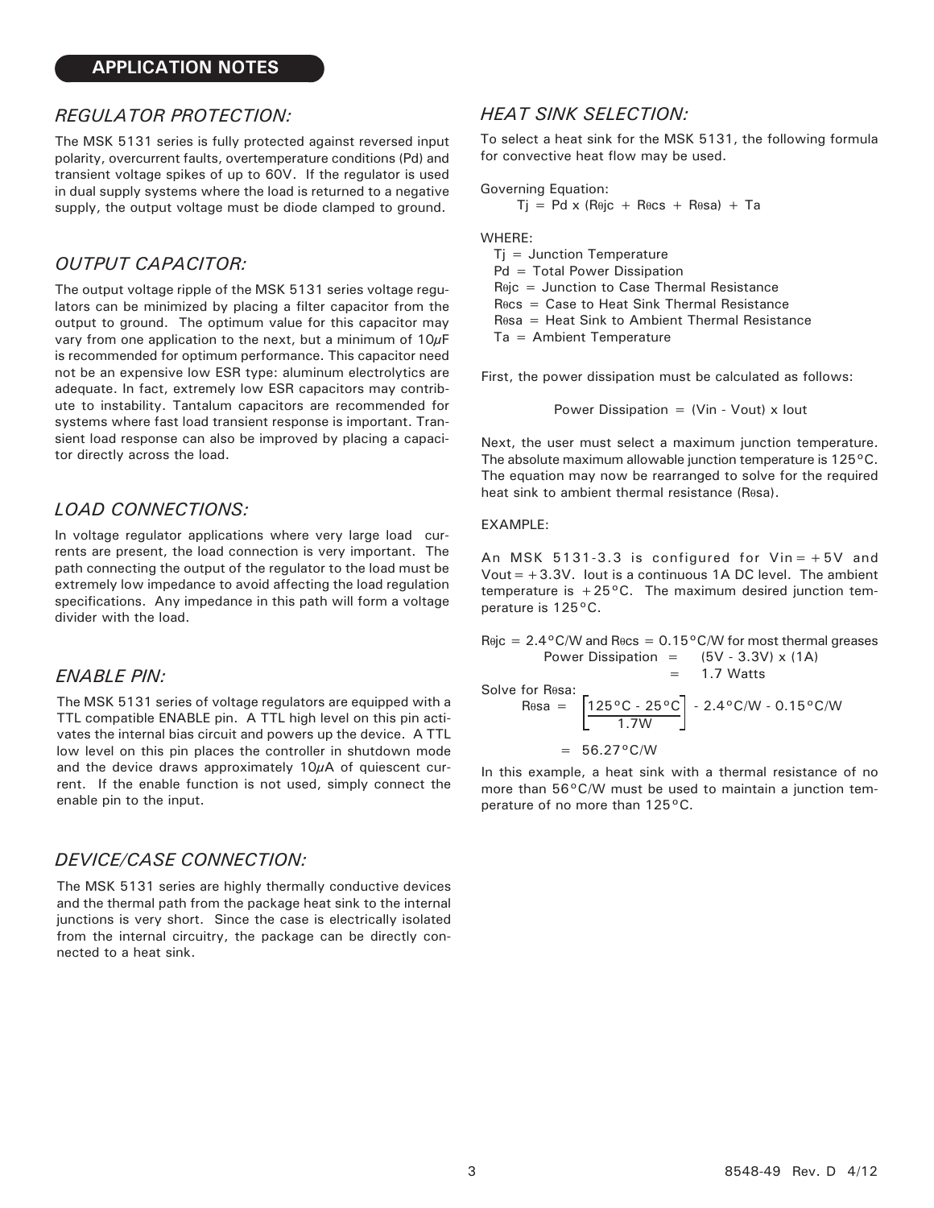## APPLICATION NOTES

### *REGULATOR PROTECTION:*

The MSK 5131 series is fully protected against reversed input polarity, overcurrent faults, overtemperature conditions (Pd) and transient voltage spikes of up to 60V. If the regulator is used in dual supply systems where the load is returned to a negative supply, the output voltage must be diode clamped to ground.

### *OUTPUT CAPACITOR:*

The output voltage ripple of the MSK 5131 series voltage regulators can be minimized by placing a filter capacitor from the output to ground. The optimum value for this capacitor may vary from one application to the next, but a minimum of 10μF is recommended for optimum performance. This capacitor need not be an expensive low ESR type: aluminum electrolytics are adequate. In fact, extremely low ESR capacitors may contribute to instability. Tantalum capacitors are recommended for systems where fast load transient response is important. Transient load response can also be improved by placing a capacitor directly across the load.

### *LOAD CONNECTIONS:*

In voltage regulator applications where very large load currents are present, the load connection is very important. The path connecting the output of the regulator to the load must be extremely low impedance to avoid affecting the load regulation specifications. Any impedance in this path will form a voltage divider with the load.

### *ENABLE PIN:*

The MSK 5131 series of voltage regulators are equipped with a TTL compatible ENABLE pin. A TTL high level on this pin activates the internal bias circuit and powers up the device. A TTL low level on this pin places the controller in shutdown mode and the device draws approximately 10μA of quiescent current. If the enable function is not used, simply connect the enable pin to the input.

### *DEVICE/CASE CONNECTION:*

The MSK 5131 series are highly thermally conductive devices and the thermal path from the package heat sink to the internal junctions is very short. Since the case is electrically isolated from the internal circuitry, the package can be directly connected to a heat sink.

### *HEAT SINK SELECTION:*

To select a heat sink for the MSK 5131, the following formula for convective heat flow may be used.

Governing Equation:

$$T_j = P_d \times (R_{\theta jc} + R_{\theta cs} + R_{\theta sa}) + T_a$$

WHERE:

- $T_j$ = Junction Temperature
- $P_d$ = Total Power Dissipation
- $R_{\theta jc}$ = Junction to Case Thermal Resistance
- $R_{\theta cs}$ = Case to Heat Sink Thermal Resistance
- $R_{\theta sa}$ = Heat Sink to Ambient Thermal Resistance
- $T_a$ = Ambient Temperature

First, the power dissipation must be calculated as follows:

$$\text{Power Dissipation} = (V_{in} - V_{out}) \times I_{out}$$

Next, the user must select a maximum junction temperature. The absolute maximum allowable junction temperature is 125°C. The equation may now be rearranged to solve for the required heat sink to ambient thermal resistance ($R_{\theta sa}$).

EXAMPLE:

An MSK 5131-3.3 is configured for Vin = +5V and Vout = +3.3V. Iout is a continuous 1A DC level. The ambient temperature is +25°C. The maximum desired junction temperature is 125°C.

$R_{\theta jc}$ = 2.4°C/W and $R_{\theta cs}$ = 0.15°C/W for most thermal greases

$$\text{Power Dissipation} = (5V - 3.3V) \times (1A) = 1.7 \text{ Watts}$$

Solve for $R_{\theta sa}$:

$$R_{\theta sa} = \left[\frac{125°C - 25°C}{1.7W}\right] - 2.4°C/W - 0.15°C/W$$

$$= 56.27°C/W$$

In this example, a heat sink with a thermal resistance of no more than 56°C/W must be used to maintain a junction temperature of no more than 125°C.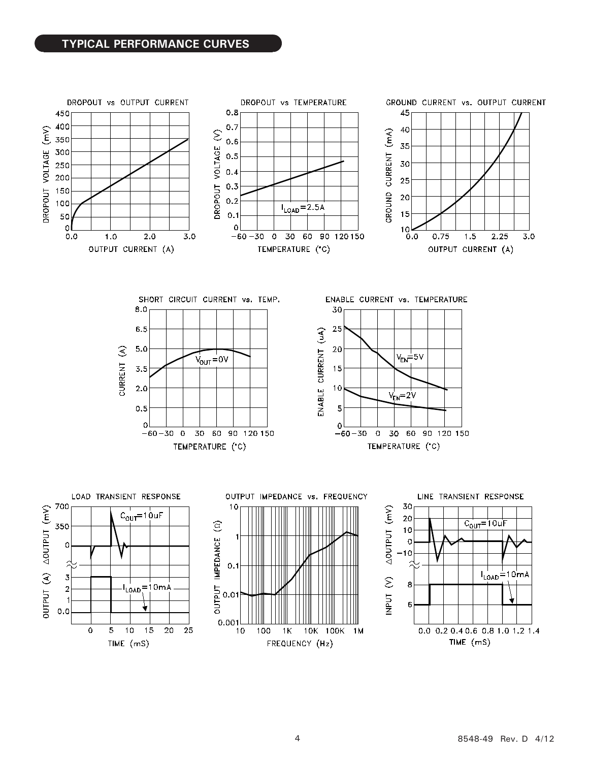## TYPICAL PERFORMANCE CURVES

DROPOUT vs OUTPUT CURRENT

DROPOUT vs TEMPERATURE

GROUND CURRENT vs. OUTPUT CURRENT

SHORT CIRCUIT CURRENT vs. TEMP.

ENABLE CURRENT vs. TEMPERATURE

LOAD TRANSIENT RESPONSE

OUTPUT IMPEDANCE vs. FREQUENCY

LINE TRANSIENT RESPONSE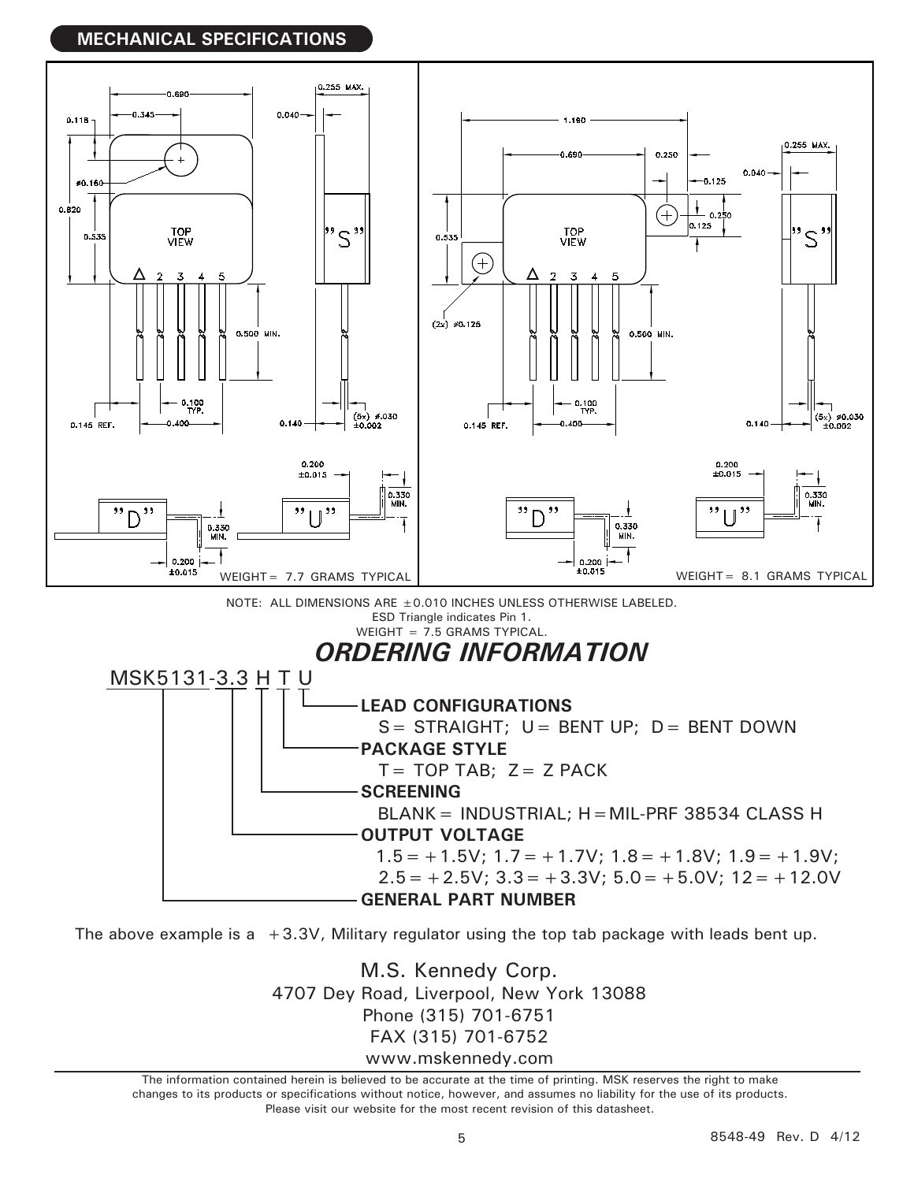## MECHANICAL SPECIFICATIONS

0.690
0.345
0.118
ø0.160
0.820
0.535
TOP VIEW
△ 2 3 4 5
0.500 MIN.
0.100 TYP.
0.145 REF.
0.400
0.255 MAX.
0.040
"S"
0.140
(5x) ø.030 ±0.002
0.200 ±0.015
"D"
0.330 MIN.
0.200 ±0.015
"U"
0.330 MIN.
WEIGHT = 7.7 GRAMS TYPICAL

1.160
0.690
0.250
0.125
0.250
0.125
0.535
TOP VIEW
△ 2 3 4 5
(2x) ø0.125
0.500 MIN.
0.100 TYP.
0.145 REF.
0.400
0.255 MAX.
0.040
"S"
0.140
(5x) ø0.030 ±0.002
0.200 ±0.015
"D"
0.330 MIN.
0.200 ±0.015
"U"
0.330 MIN.
WEIGHT = 8.1 GRAMS TYPICAL

NOTE: ALL DIMENSIONS ARE ±0.010 INCHES UNLESS OTHERWISE LABELED.
ESD Triangle indicates Pin 1.
WEIGHT = 7.5 GRAMS TYPICAL.

## *ORDERING INFORMATION*

MSK5131-3.3 H T U

**LEAD CONFIGURATIONS**
S = STRAIGHT; U = BENT UP; D = BENT DOWN

**PACKAGE STYLE**
T = TOP TAB; Z = Z PACK

**SCREENING**
BLANK = INDUSTRIAL; H = MIL-PRF 38534 CLASS H

**OUTPUT VOLTAGE**
1.5 = +1.5V; 1.7 = +1.7V; 1.8 = +1.8V; 1.9 = +1.9V;
2.5 = +2.5V; 3.3 = +3.3V; 5.0 = +5.0V; 12 = +12.0V

**GENERAL PART NUMBER**

The above example is a +3.3V, Military regulator using the top tab package with leads bent up.

M.S. Kennedy Corp.
4707 Dey Road, Liverpool, New York 13088
Phone (315) 701-6751
FAX (315) 701-6752
www.mskennedy.com

The information contained herein is believed to be accurate at the time of printing. MSK reserves the right to make changes to its products or specifications without notice, however, and assumes no liability for the use of its products. Please visit our website for the most recent revision of this datasheet.

8548-49 Rev. D 4/12